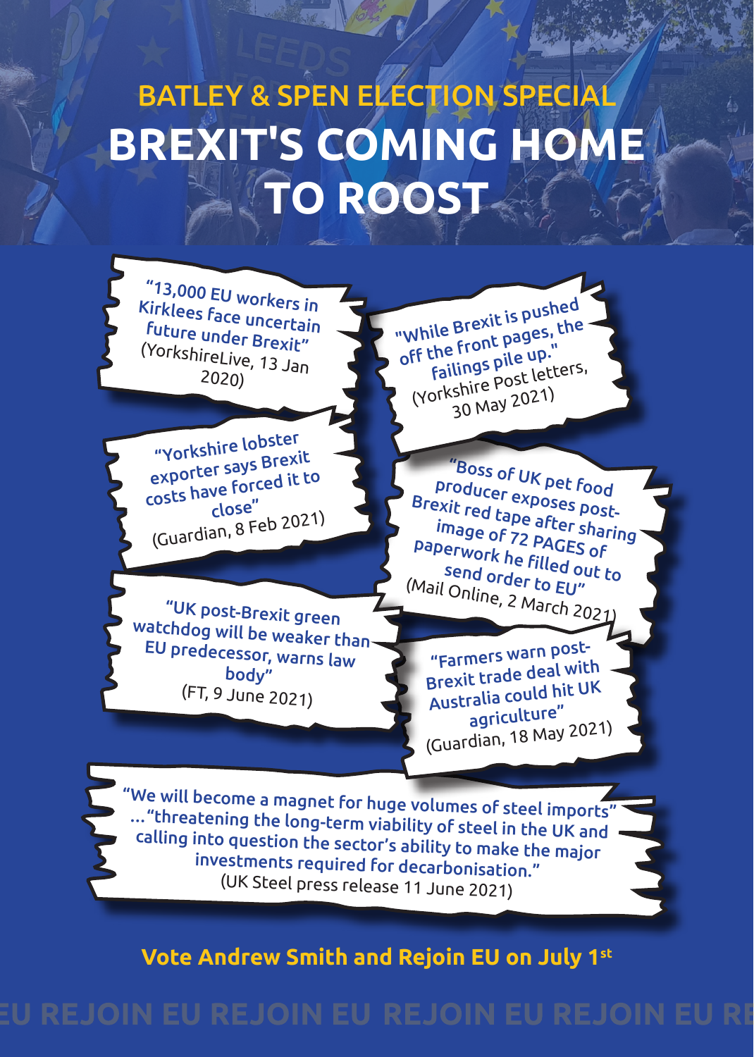## BATLEY & SPEN ELECTION SPECIAL

# BREXIT'S COMING HOME TO ROOST

"13,000 EU workers in Kirklees face uncertain future under Brexit"
(YorkshireLive, 13 Jan 2020)

"While Brexit is pushed off the front pages, the failings pile up."
(Yorkshire Post letters, 30 May 2021)

"Yorkshire lobster exporter says Brexit costs have forced it to close"
(Guardian, 8 Feb 2021)

"Boss of UK pet food producer exposes post-Brexit red tape after sharing image of 72 PAGES of paperwork he filled out to send order to EU"
(Mail Online, 2 March 2021)

"UK post-Brexit green watchdog will be weaker than EU predecessor, warns law body"
(FT, 9 June 2021)

"Farmers warn post-Brexit trade deal with Australia could hit UK agriculture"
(Guardian, 18 May 2021)

"We will become a magnet for huge volumes of steel imports" ..."threatening the long-term viability of steel in the UK and calling into question the sector's ability to make the major investments required for decarbonisation."
(UK Steel press release 11 June 2021)

**Vote Andrew Smith and Rejoin EU on July 1st**

EU REJOIN EU REJOIN EU REJOIN EU REJOIN EU REJOIN EU RE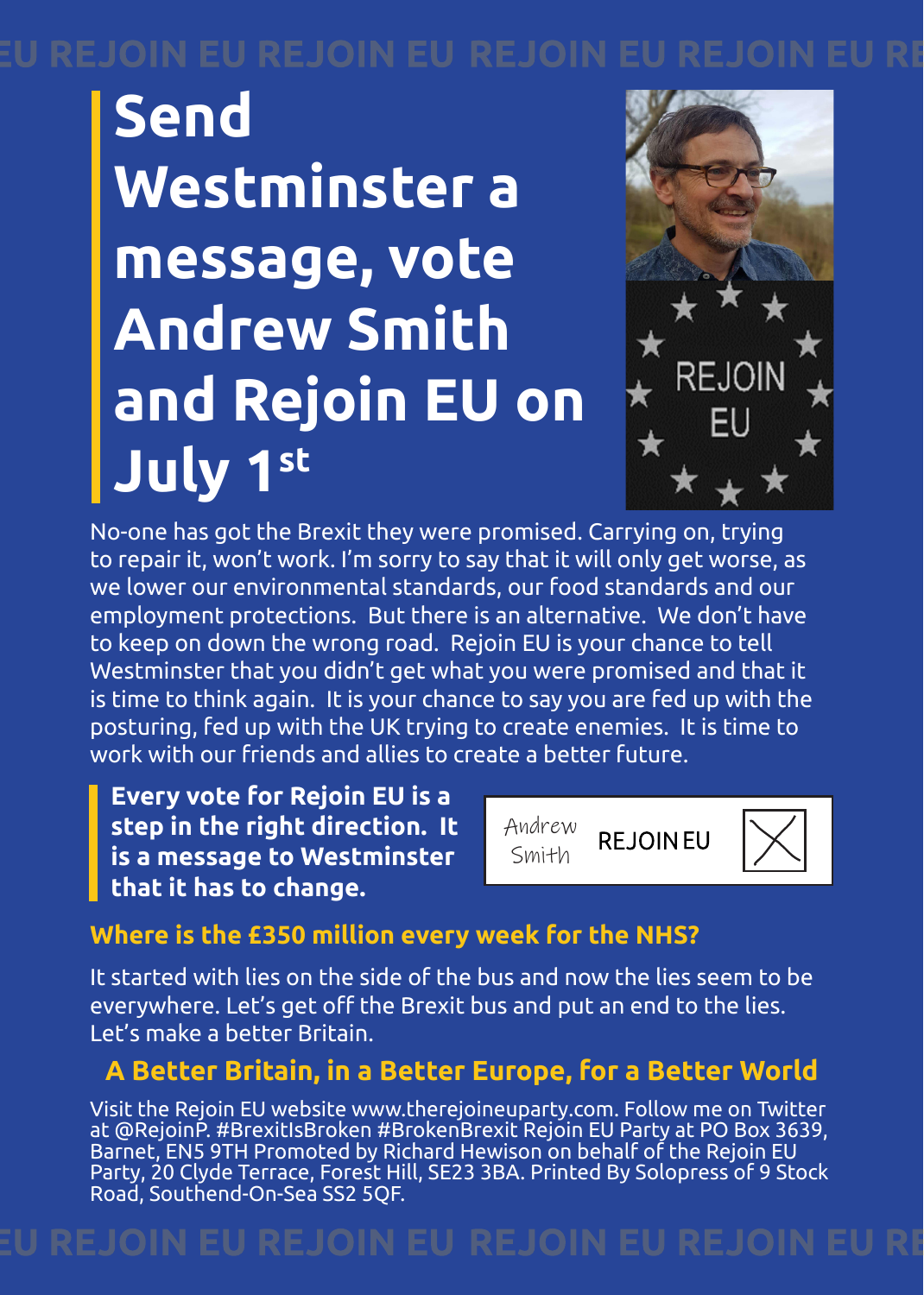EU REJOIN EU REJOIN EU REJOIN EU REJOIN EU RE

# Send Westminster a message, vote Andrew Smith and Rejoin EU on July 1st

REJOIN EU

No-one has got the Brexit they were promised. Carrying on, trying to repair it, won't work. I'm sorry to say that it will only get worse, as we lower our environmental standards, our food standards and our employment protections. But there is an alternative. We don't have to keep on down the wrong road. Rejoin EU is your chance to tell Westminster that you didn't get what you were promised and that it is time to think again. It is your chance to say you are fed up with the posturing, fed up with the UK trying to create enemies. It is time to work with our friends and allies to create a better future.

**Every vote for Rejoin EU is a step in the right direction. It is a message to Westminster that it has to change.**

| | | |
|---|---|---|
| Andrew Smith | REJOIN EU | X |

## Where is the £350 million every week for the NHS?

It started with lies on the side of the bus and now the lies seem to be everywhere. Let's get off the Brexit bus and put an end to the lies. Let's make a better Britain.

## A Better Britain, in a Better Europe, for a Better World

Visit the Rejoin EU website www.therejoineuparty.com. Follow me on Twitter at @RejoinP. #BrexitIsBroken #BrokenBrexit Rejoin EU Party at PO Box 3639, Barnet, EN5 9TH Promoted by Richard Hewison on behalf of the Rejoin EU Party, 20 Clyde Terrace, Forest Hill, SE23 3BA. Printed By Solopress of 9 Stock Road, Southend-On-Sea SS2 5QF.

EU REJOIN EU REJOIN EU REJOIN EU REJOIN EU RE